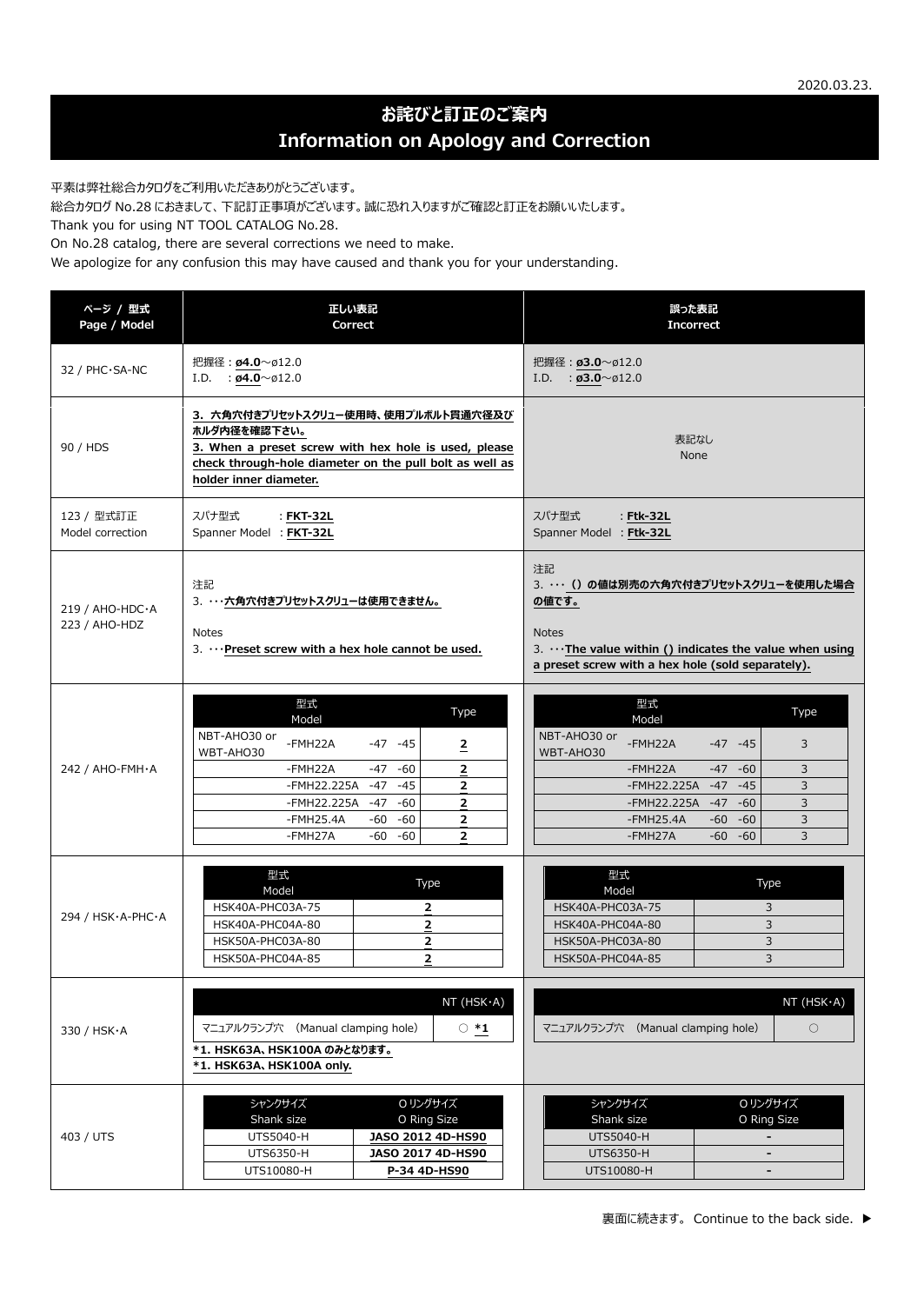2020.03.23.

# お詫びと訂正のご案内
# Information on Apology and Correction

平素は弊社総合カタログをご利用いただきありがとうございます。

総合カタログ No.28 におきまして、下記訂正事項がございます。誠に恐れ入りますがご確認と訂正をお願いいたします。

Thank you for using NT TOOL CATALOG No.28.

On No.28 catalog, there are several corrections we need to make.

We apologize for any confusion this may have caused and thank you for your understanding.

| ページ / 型式<br>Page / Model | 正しい表記<br>Correct | 誤った表記<br>Incorrect |
|---|---|---|
| 32 / PHC･SA-NC | 把握径：**ø4.0**～ø12.0<br>I.D.　：**ø4.0**～ø12.0 | 把握径：**ø3.0**～ø12.0<br>I.D.　：**ø3.0**～ø12.0 |
| 90 / HDS | **3. 六角穴付きプリセットスクリュー使用時、使用プルボルト貫通穴径及びホルダ内径を確認下さい。**<br>**3. When a preset screw with hex hole is used, please check through-hole diameter on the pull bolt as well as holder inner diameter.** | 表記なし<br>None |
| 123 / 型式訂正<br>Model correction | スパナ型式　　：**FKT-32L**<br>Spanner Model ：**FKT-32L** | スパナ型式　　：**Ftk-32L**<br>Spanner Model ：**Ftk-32L** |
| 219 / AHO-HDC･A<br>223 / AHO-HDZ | 注記<br>3. ･･･**六角穴付きプリセットスクリューは使用できません。**<br><br>Notes<br>3. ･･･**Preset screw with a hex hole cannot be used.** | 注記<br>3. ･･･**（）の値は別売の六角穴付きプリセットスクリューを使用した場合の値です。**<br><br>Notes<br>3. ･･･**The value within () indicates the value when using a preset screw with a hex hole (sold separately).** |

**242 / AHO-FMH･A — Correct**

| 型式 Model | | | | Type |
|---|---|---|---|---|
| NBT-AHO30 or WBT-AHO30 | -FMH22A | -47 | -45 | **2** |
| | -FMH22A | -47 | -60 | **2** |
| | -FMH22.225A | -47 | -45 | **2** |
| | -FMH22.225A | -47 | -60 | **2** |
| | -FMH25.4A | -60 | -60 | **2** |
| | -FMH27A | -60 | -60 | **2** |

**242 / AHO-FMH･A — Incorrect**

| 型式 Model | | | | Type |
|---|---|---|---|---|
| NBT-AHO30 or WBT-AHO30 | -FMH22A | -47 | -45 | 3 |
| | -FMH22A | -47 | -60 | 3 |
| | -FMH22.225A | -47 | -45 | 3 |
| | -FMH22.225A | -47 | -60 | 3 |
| | -FMH25.4A | -60 | -60 | 3 |
| | -FMH27A | -60 | -60 | 3 |

**294 / HSK･A-PHC･A — Correct**

| 型式 Model | Type |
|---|---|
| HSK40A-PHC03A-75 | **2** |
| HSK40A-PHC04A-80 | **2** |
| HSK50A-PHC03A-80 | **2** |
| HSK50A-PHC04A-85 | **2** |

**294 / HSK･A-PHC･A — Incorrect**

| 型式 Model | Type |
|---|---|
| HSK40A-PHC03A-75 | 3 |
| HSK40A-PHC04A-80 | 3 |
| HSK50A-PHC03A-80 | 3 |
| HSK50A-PHC04A-85 | 3 |

**330 / HSK･A — Correct**

| | NT (HSK･A) |
|---|---|
| マニュアルクランプ穴　(Manual clamping hole) | ○ **\*1** |

**\*1. HSK63A、HSK100A のみとなります。**
**\*1. HSK63A、HSK100A only.**

**330 / HSK･A — Incorrect**

| | NT (HSK･A) |
|---|---|
| マニュアルクランプ穴　(Manual clamping hole) | ○ |

**403 / UTS — Correct**

| シャンクサイズ Shank size | Oリングサイズ O Ring Size |
|---|---|
| UTS5040-H | **JASO 2012 4D-HS90** |
| UTS6350-H | **JASO 2017 4D-HS90** |
| UTS10080-H | **P-34 4D-HS90** |

**403 / UTS — Incorrect**

| シャンクサイズ Shank size | Oリングサイズ O Ring Size |
|---|---|
| UTS5040-H | - |
| UTS6350-H | - |
| UTS10080-H | - |

裏面に続きます。 Continue to the back side. ▶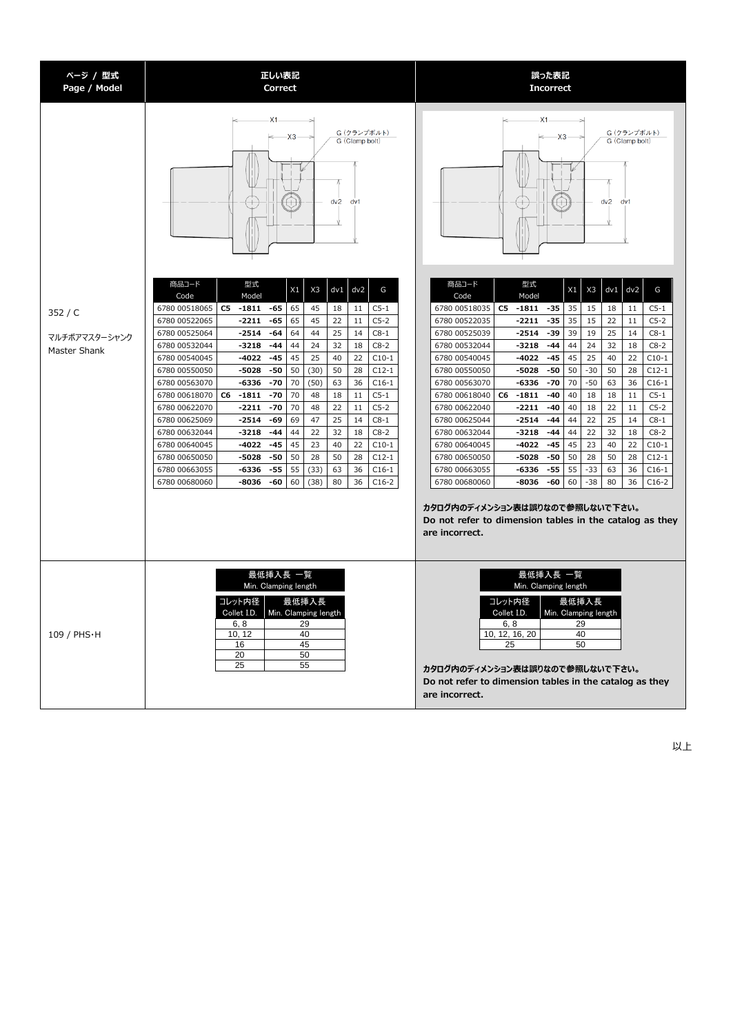| ページ / 型式 Page / Model | 正しい表記 Correct | 誤った表記 Incorrect |
|---|---|---|
| 352 / C マルチボアマスターシャンク Master Shank | (see table below) | (see table below) |
| 109 / PHS･H | (see table below) | (see table below) |

## 352 / C マルチボアマスターシャンク Master Shank

### 正しい表記 Correct

X1
X3
G (クランプボルト)
G (Clamp bolt)
dv2 dv1

| 商品コード Code | 型式 Model | | | X1 | X3 | dv1 | dv2 | G |
|---|---|---|---|---|---|---|---|---|
| 6780 00518065 | **C5** | **-1811** | **-65** | 65 | 45 | 18 | 11 | C5-1 |
| 6780 00522065 | | **-2211** | **-65** | 65 | 45 | 22 | 11 | C5-2 |
| 6780 00525064 | | **-2514** | **-64** | 64 | 44 | 25 | 14 | C8-1 |
| 6780 00532044 | | **-3218** | **-44** | 44 | 24 | 32 | 18 | C8-2 |
| 6780 00540045 | | **-4022** | **-45** | 45 | 25 | 40 | 22 | C10-1 |
| 6780 00550050 | | **-5028** | **-50** | 50 | (30) | 50 | 28 | C12-1 |
| 6780 00563070 | | **-6336** | **-70** | 70 | (50) | 63 | 36 | C16-1 |
| 6780 00618070 | **C6** | **-1811** | **-70** | 70 | 48 | 18 | 11 | C5-1 |
| 6780 00622070 | | **-2211** | **-70** | 70 | 48 | 22 | 11 | C5-2 |
| 6780 00625069 | | **-2514** | **-69** | 69 | 47 | 25 | 14 | C8-1 |
| 6780 00632044 | | **-3218** | **-44** | 44 | 22 | 32 | 18 | C8-2 |
| 6780 00640045 | | **-4022** | **-45** | 45 | 23 | 40 | 22 | C10-1 |
| 6780 00650050 | | **-5028** | **-50** | 50 | 28 | 50 | 28 | C12-1 |
| 6780 00663055 | | **-6336** | **-55** | 55 | (33) | 63 | 36 | C16-1 |
| 6780 00680060 | | **-8036** | **-60** | 60 | (38) | 80 | 36 | C16-2 |

### 誤った表記 Incorrect

X1
X3
G (クランプボルト)
G (Clamp bolt)
dv2 dv1

| 商品コード Code | 型式 Model | | | X1 | X3 | dv1 | dv2 | G |
|---|---|---|---|---|---|---|---|---|
| 6780 00518035 | **C5** | **-1811** | **-35** | 35 | 15 | 18 | 11 | C5-1 |
| 6780 00522035 | | **-2211** | **-35** | 35 | 15 | 22 | 11 | C5-2 |
| 6780 00525039 | | **-2514** | **-39** | 39 | 19 | 25 | 14 | C8-1 |
| 6780 00532044 | | **-3218** | **-44** | 44 | 24 | 32 | 18 | C8-2 |
| 6780 00540045 | | **-4022** | **-45** | 45 | 25 | 40 | 22 | C10-1 |
| 6780 00550050 | | **-5028** | **-50** | 50 | -30 | 50 | 28 | C12-1 |
| 6780 00563070 | | **-6336** | **-70** | 70 | -50 | 63 | 36 | C16-1 |
| 6780 00618040 | **C6** | **-1811** | **-40** | 40 | 18 | 18 | 11 | C5-1 |
| 6780 00622040 | | **-2211** | **-40** | 40 | 18 | 22 | 11 | C5-2 |
| 6780 00625044 | | **-2514** | **-44** | 44 | 22 | 25 | 14 | C8-1 |
| 6780 00632044 | | **-3218** | **-44** | 44 | 22 | 32 | 18 | C8-2 |
| 6780 00640045 | | **-4022** | **-45** | 45 | 23 | 40 | 22 | C10-1 |
| 6780 00650050 | | **-5028** | **-50** | 50 | 28 | 50 | 28 | C12-1 |
| 6780 00663055 | | **-6336** | **-55** | 55 | -33 | 63 | 36 | C16-1 |
| 6780 00680060 | | **-8036** | **-60** | 60 | -38 | 80 | 36 | C16-2 |

**カタログ内のディメンション表は誤りなので参照しないで下さい。**
**Do not refer to dimension tables in the catalog as they are incorrect.**

## 109 / PHS･H

### 正しい表記 Correct

最低挿入長 一覧
Min. Clamping length

| コレット内径 Collet I.D. | 最低挿入長 Min. Clamping length |
|---|---|
| 6, 8 | 29 |
| 10, 12 | 40 |
| 16 | 45 |
| 20 | 50 |
| 25 | 55 |

### 誤った表記 Incorrect

最低挿入長 一覧
Min. Clamping length

| コレット内径 Collet I.D. | 最低挿入長 Min. Clamping length |
|---|---|
| 6, 8 | 29 |
| 10, 12, 16, 20 | 40 |
| 25 | 50 |

**カタログ内のディメンション表は誤りなので参照しないで下さい。**
**Do not refer to dimension tables in the catalog as they are incorrect.**

以上